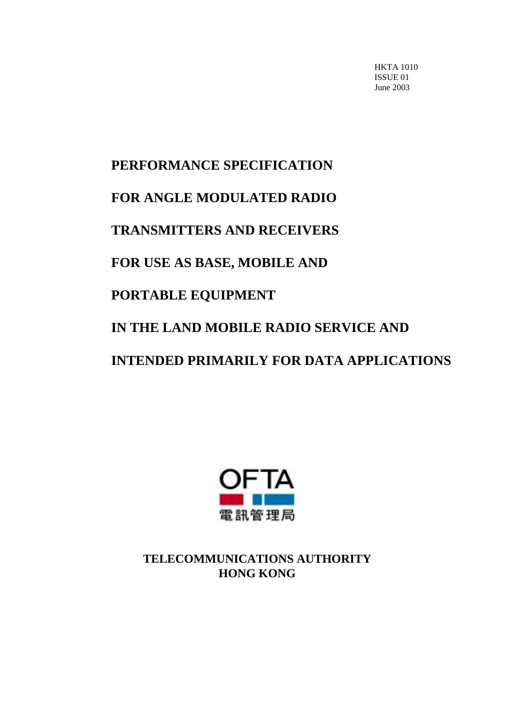HKTA 1010
ISSUE 01
June 2003

# PERFORMANCE SPECIFICATION FOR ANGLE MODULATED RADIO TRANSMITTERS AND RECEIVERS FOR USE AS BASE, MOBILE AND PORTABLE EQUIPMENT IN THE LAND MOBILE RADIO SERVICE AND INTENDED PRIMARILY FOR DATA APPLICATIONS

OFTA

電訊管理局

**TELECOMMUNICATIONS AUTHORITY**
**HONG KONG**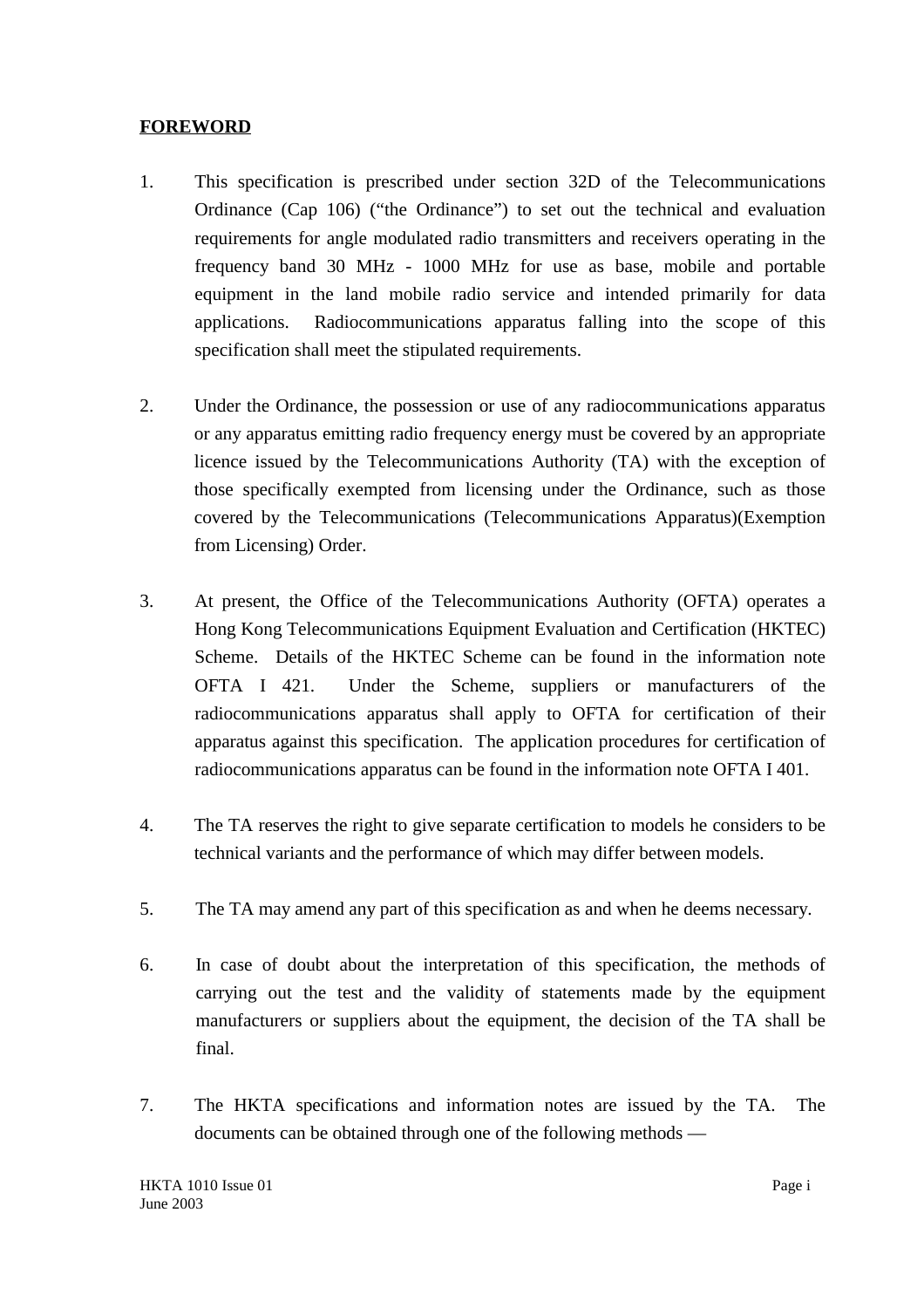**FOREWORD**

1. This specification is prescribed under section 32D of the Telecommunications Ordinance (Cap 106) ("the Ordinance") to set out the technical and evaluation requirements for angle modulated radio transmitters and receivers operating in the frequency band 30 MHz - 1000 MHz for use as base, mobile and portable equipment in the land mobile radio service and intended primarily for data applications. Radiocommunications apparatus falling into the scope of this specification shall meet the stipulated requirements.

2. Under the Ordinance, the possession or use of any radiocommunications apparatus or any apparatus emitting radio frequency energy must be covered by an appropriate licence issued by the Telecommunications Authority (TA) with the exception of those specifically exempted from licensing under the Ordinance, such as those covered by the Telecommunications (Telecommunications Apparatus)(Exemption from Licensing) Order.

3. At present, the Office of the Telecommunications Authority (OFTA) operates a Hong Kong Telecommunications Equipment Evaluation and Certification (HKTEC) Scheme. Details of the HKTEC Scheme can be found in the information note OFTA I 421. Under the Scheme, suppliers or manufacturers of the radiocommunications apparatus shall apply to OFTA for certification of their apparatus against this specification. The application procedures for certification of radiocommunications apparatus can be found in the information note OFTA I 401.

4. The TA reserves the right to give separate certification to models he considers to be technical variants and the performance of which may differ between models.

5. The TA may amend any part of this specification as and when he deems necessary.

6. In case of doubt about the interpretation of this specification, the methods of carrying out the test and the validity of statements made by the equipment manufacturers or suppliers about the equipment, the decision of the TA shall be final.

7. The HKTA specifications and information notes are issued by the TA. The documents can be obtained through one of the following methods —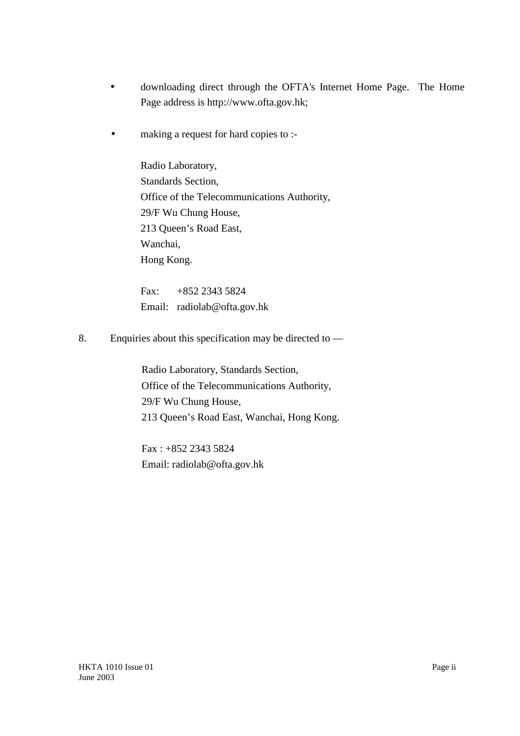- downloading direct through the OFTA's Internet Home Page. The Home Page address is http://www.ofta.gov.hk;

- making a request for hard copies to :-

  Radio Laboratory,
  Standards Section,
  Office of the Telecommunications Authority,
  29/F Wu Chung House,
  213 Queen’s Road East,
  Wanchai,
  Hong Kong.

  Fax: +852 2343 5824
  Email: radiolab@ofta.gov.hk

8. Enquiries about this specification may be directed to —

   Radio Laboratory, Standards Section,
   Office of the Telecommunications Authority,
   29/F Wu Chung House,
   213 Queen’s Road East, Wanchai, Hong Kong.

   Fax : +852 2343 5824
   Email: radiolab@ofta.gov.hk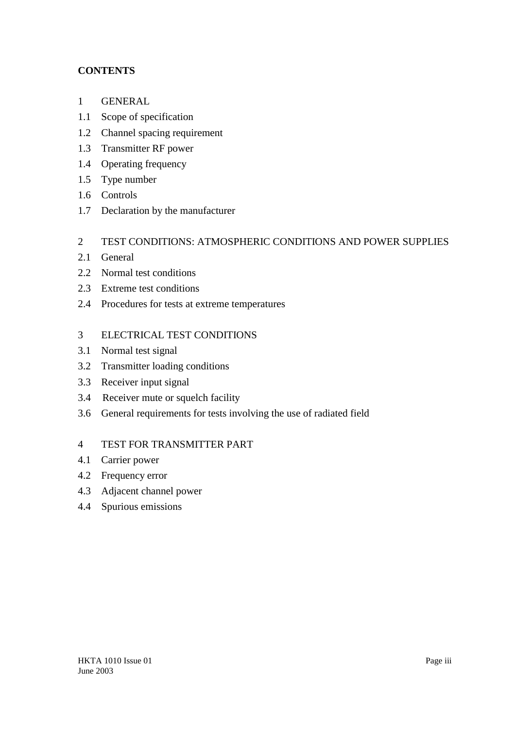**CONTENTS**

1 GENERAL

1.1 Scope of specification

1.2 Channel spacing requirement

1.3 Transmitter RF power

1.4 Operating frequency

1.5 Type number

1.6 Controls

1.7 Declaration by the manufacturer

2 TEST CONDITIONS: ATMOSPHERIC CONDITIONS AND POWER SUPPLIES

2.1 General

2.2 Normal test conditions

2.3 Extreme test conditions

2.4 Procedures for tests at extreme temperatures

3 ELECTRICAL TEST CONDITIONS

3.1 Normal test signal

3.2 Transmitter loading conditions

3.3 Receiver input signal

3.4 Receiver mute or squelch facility

3.6 General requirements for tests involving the use of radiated field

4 TEST FOR TRANSMITTER PART

4.1 Carrier power

4.2 Frequency error

4.3 Adjacent channel power

4.4 Spurious emissions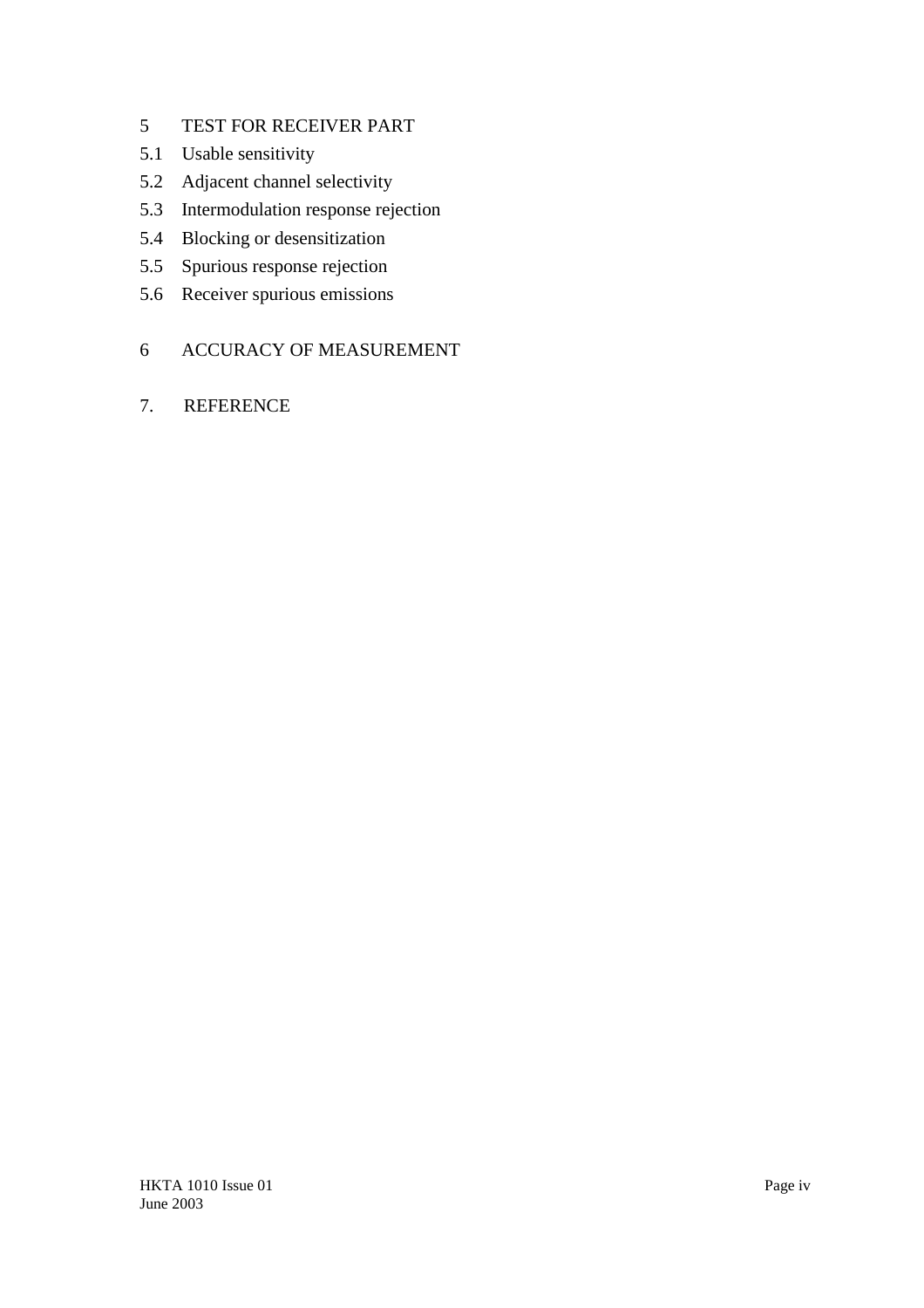5 TEST FOR RECEIVER PART

5.1 Usable sensitivity

5.2 Adjacent channel selectivity

5.3 Intermodulation response rejection

5.4 Blocking or desensitization

5.5 Spurious response rejection

5.6 Receiver spurious emissions

6 ACCURACY OF MEASUREMENT

7. REFERENCE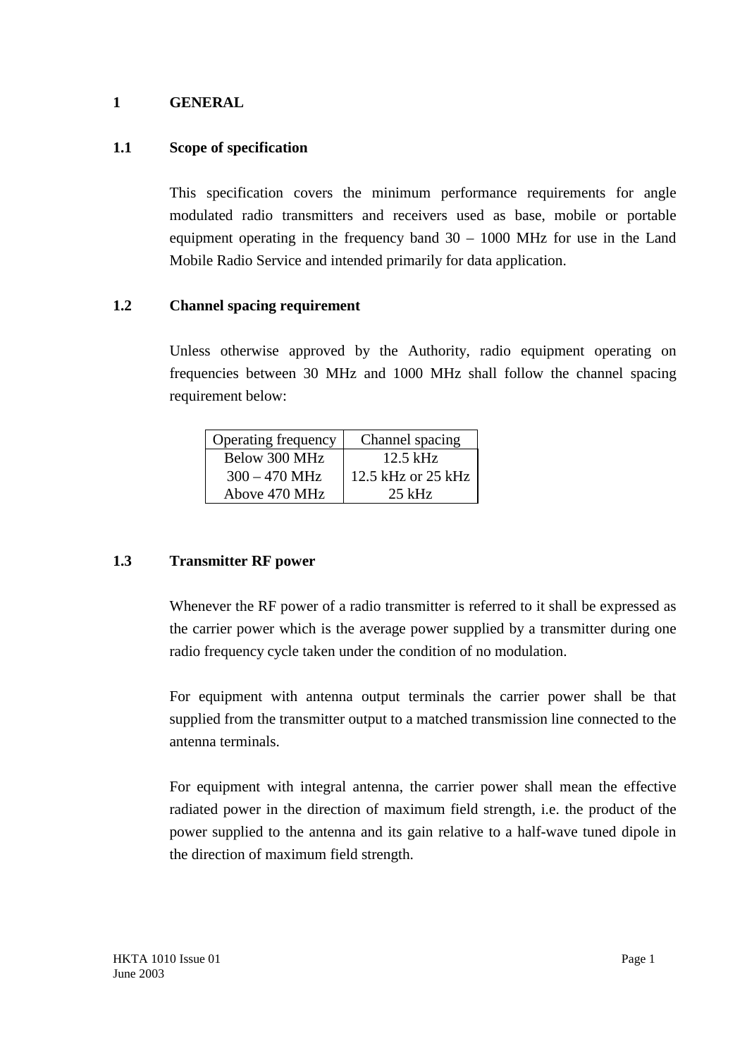# 1 GENERAL

## 1.1 Scope of specification

This specification covers the minimum performance requirements for angle modulated radio transmitters and receivers used as base, mobile or portable equipment operating in the frequency band 30 – 1000 MHz for use in the Land Mobile Radio Service and intended primarily for data application.

## 1.2 Channel spacing requirement

Unless otherwise approved by the Authority, radio equipment operating on frequencies between 30 MHz and 1000 MHz shall follow the channel spacing requirement below:

| Operating frequency | Channel spacing |
|---|---|
| Below 300 MHz | 12.5 kHz |
| 300 – 470 MHz | 12.5 kHz or 25 kHz |
| Above 470 MHz | 25 kHz |

## 1.3 Transmitter RF power

Whenever the RF power of a radio transmitter is referred to it shall be expressed as the carrier power which is the average power supplied by a transmitter during one radio frequency cycle taken under the condition of no modulation.

For equipment with antenna output terminals the carrier power shall be that supplied from the transmitter output to a matched transmission line connected to the antenna terminals.

For equipment with integral antenna, the carrier power shall mean the effective radiated power in the direction of maximum field strength, i.e. the product of the power supplied to the antenna and its gain relative to a half-wave tuned dipole in the direction of maximum field strength.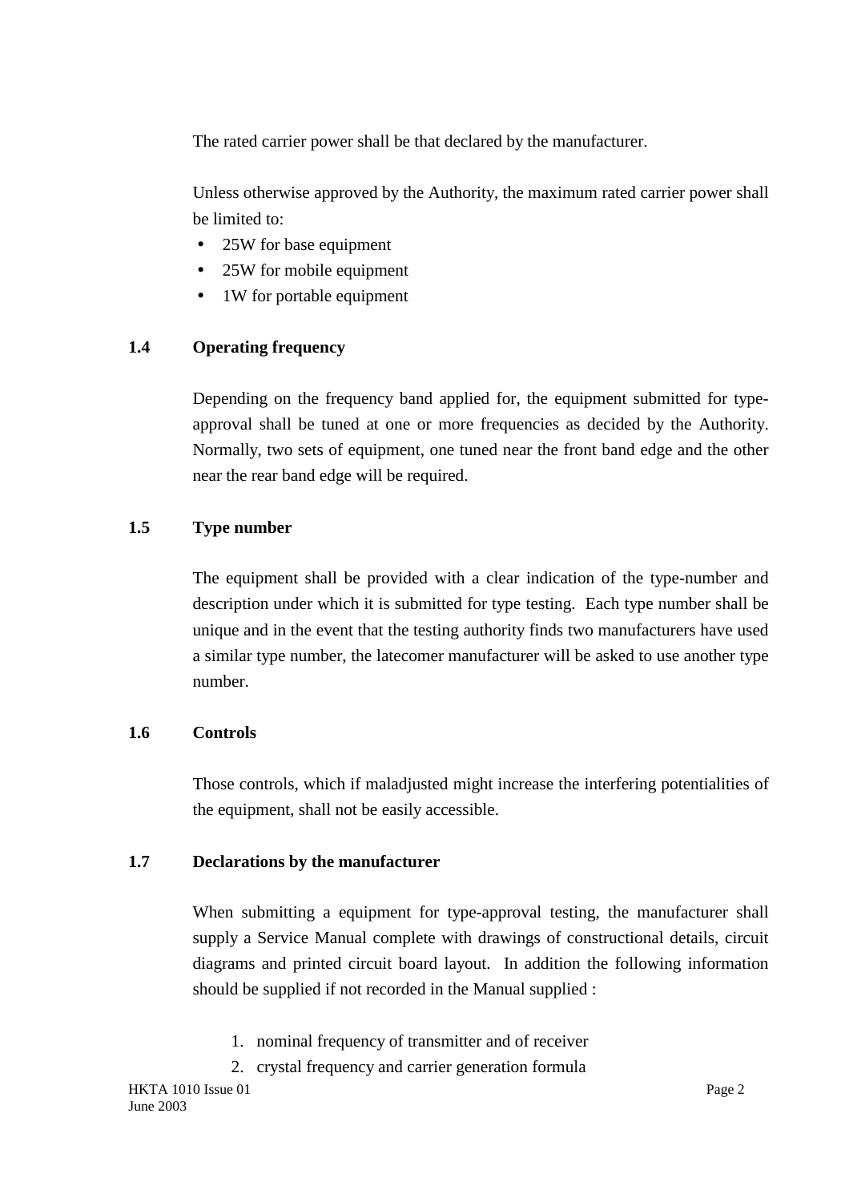The rated carrier power shall be that declared by the manufacturer.

Unless otherwise approved by the Authority, the maximum rated carrier power shall be limited to:

- 25W for base equipment
- 25W for mobile equipment
- 1W for portable equipment

### 1.4 Operating frequency

Depending on the frequency band applied for, the equipment submitted for type-approval shall be tuned at one or more frequencies as decided by the Authority. Normally, two sets of equipment, one tuned near the front band edge and the other near the rear band edge will be required.

### 1.5 Type number

The equipment shall be provided with a clear indication of the type-number and description under which it is submitted for type testing. Each type number shall be unique and in the event that the testing authority finds two manufacturers have used a similar type number, the latecomer manufacturer will be asked to use another type number.

### 1.6 Controls

Those controls, which if maladjusted might increase the interfering potentialities of the equipment, shall not be easily accessible.

### 1.7 Declarations by the manufacturer

When submitting a equipment for type-approval testing, the manufacturer shall supply a Service Manual complete with drawings of constructional details, circuit diagrams and printed circuit board layout. In addition the following information should be supplied if not recorded in the Manual supplied :

1. nominal frequency of transmitter and of receiver
2. crystal frequency and carrier generation formula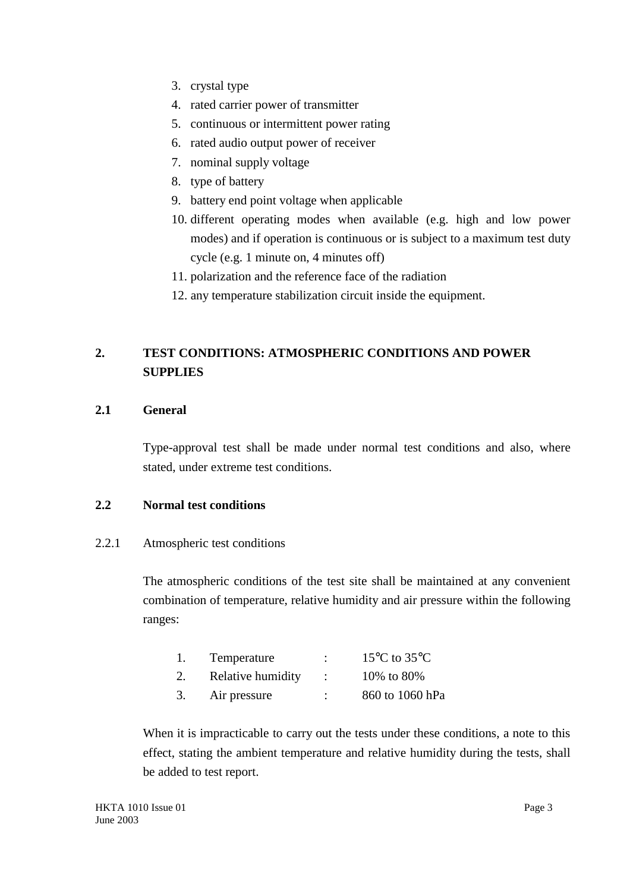3. crystal type
4. rated carrier power of transmitter
5. continuous or intermittent power rating
6. rated audio output power of receiver
7. nominal supply voltage
8. type of battery
9. battery end point voltage when applicable
10. different operating modes when available (e.g. high and low power modes) and if operation is continuous or is subject to a maximum test duty cycle (e.g. 1 minute on, 4 minutes off)
11. polarization and the reference face of the radiation
12. any temperature stabilization circuit inside the equipment.

## 2. TEST CONDITIONS: ATMOSPHERIC CONDITIONS AND POWER SUPPLIES

### 2.1 General

Type-approval test shall be made under normal test conditions and also, where stated, under extreme test conditions.

### 2.2 Normal test conditions

2.2.1 Atmospheric test conditions

The atmospheric conditions of the test site shall be maintained at any convenient combination of temperature, relative humidity and air pressure within the following ranges:

1. Temperature : 15°C to 35°C
2. Relative humidity : 10% to 80%
3. Air pressure : 860 to 1060 hPa

When it is impracticable to carry out the tests under these conditions, a note to this effect, stating the ambient temperature and relative humidity during the tests, shall be added to test report.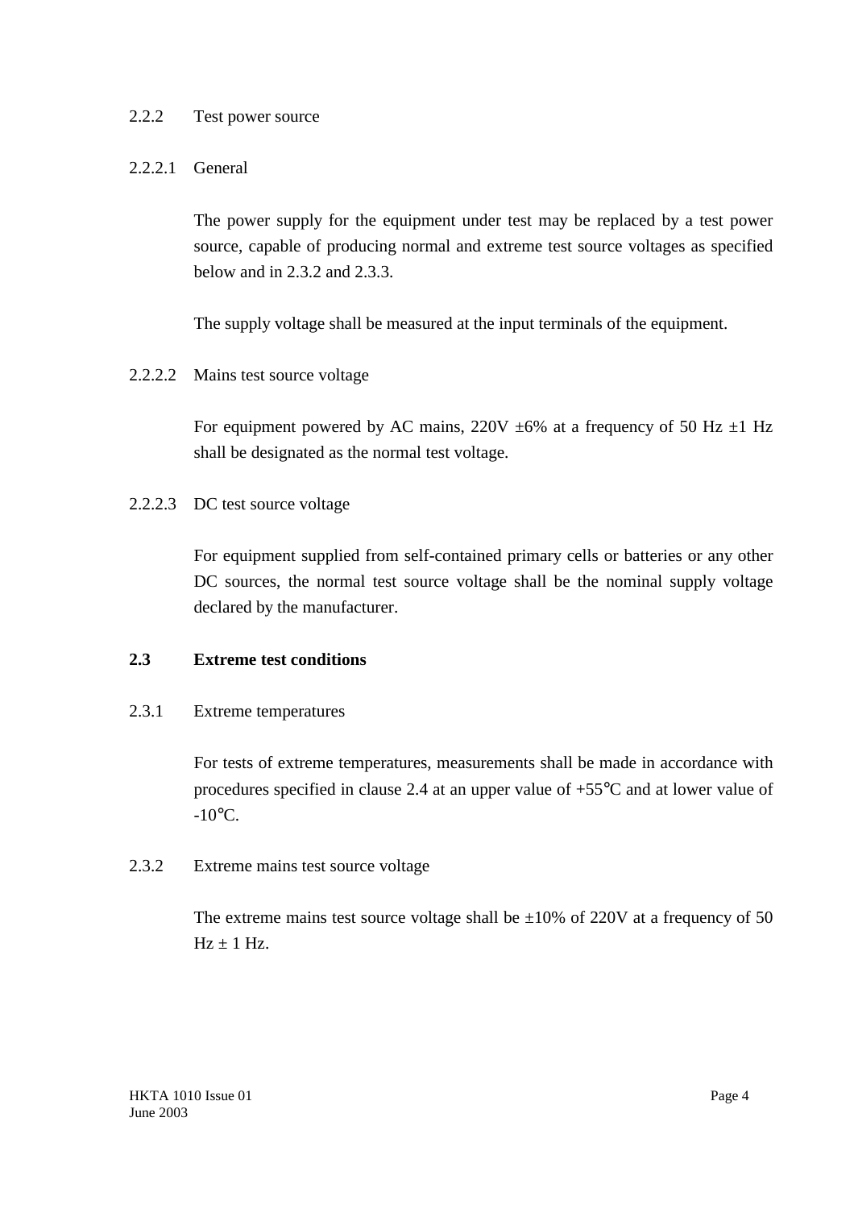### 2.2.2 Test power source

#### 2.2.2.1 General

The power supply for the equipment under test may be replaced by a test power source, capable of producing normal and extreme test source voltages as specified below and in 2.3.2 and 2.3.3.

The supply voltage shall be measured at the input terminals of the equipment.

#### 2.2.2.2 Mains test source voltage

For equipment powered by AC mains, 220V ±6% at a frequency of 50 Hz ±1 Hz shall be designated as the normal test voltage.

#### 2.2.2.3 DC test source voltage

For equipment supplied from self-contained primary cells or batteries or any other DC sources, the normal test source voltage shall be the nominal supply voltage declared by the manufacturer.

## 2.3 Extreme test conditions

### 2.3.1 Extreme temperatures

For tests of extreme temperatures, measurements shall be made in accordance with procedures specified in clause 2.4 at an upper value of +55℃ and at lower value of -10℃.

### 2.3.2 Extreme mains test source voltage

The extreme mains test source voltage shall be ±10% of 220V at a frequency of 50 Hz ± 1 Hz.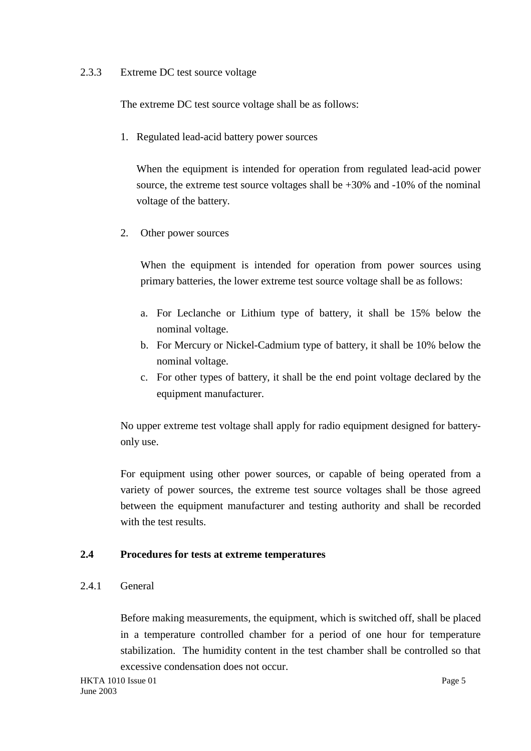2.3.3 Extreme DC test source voltage

The extreme DC test source voltage shall be as follows:

1. Regulated lead-acid battery power sources

   When the equipment is intended for operation from regulated lead-acid power source, the extreme test source voltages shall be +30% and -10% of the nominal voltage of the battery.

2. Other power sources

   When the equipment is intended for operation from power sources using primary batteries, the lower extreme test source voltage shall be as follows:

   a. For Leclanche or Lithium type of battery, it shall be 15% below the nominal voltage.
   b. For Mercury or Nickel-Cadmium type of battery, it shall be 10% below the nominal voltage.
   c. For other types of battery, it shall be the end point voltage declared by the equipment manufacturer.

No upper extreme test voltage shall apply for radio equipment designed for battery-only use.

For equipment using other power sources, or capable of being operated from a variety of power sources, the extreme test source voltages shall be those agreed between the equipment manufacturer and testing authority and shall be recorded with the test results.

## 2.4 Procedures for tests at extreme temperatures

2.4.1 General

Before making measurements, the equipment, which is switched off, shall be placed in a temperature controlled chamber for a period of one hour for temperature stabilization. The humidity content in the test chamber shall be controlled so that excessive condensation does not occur.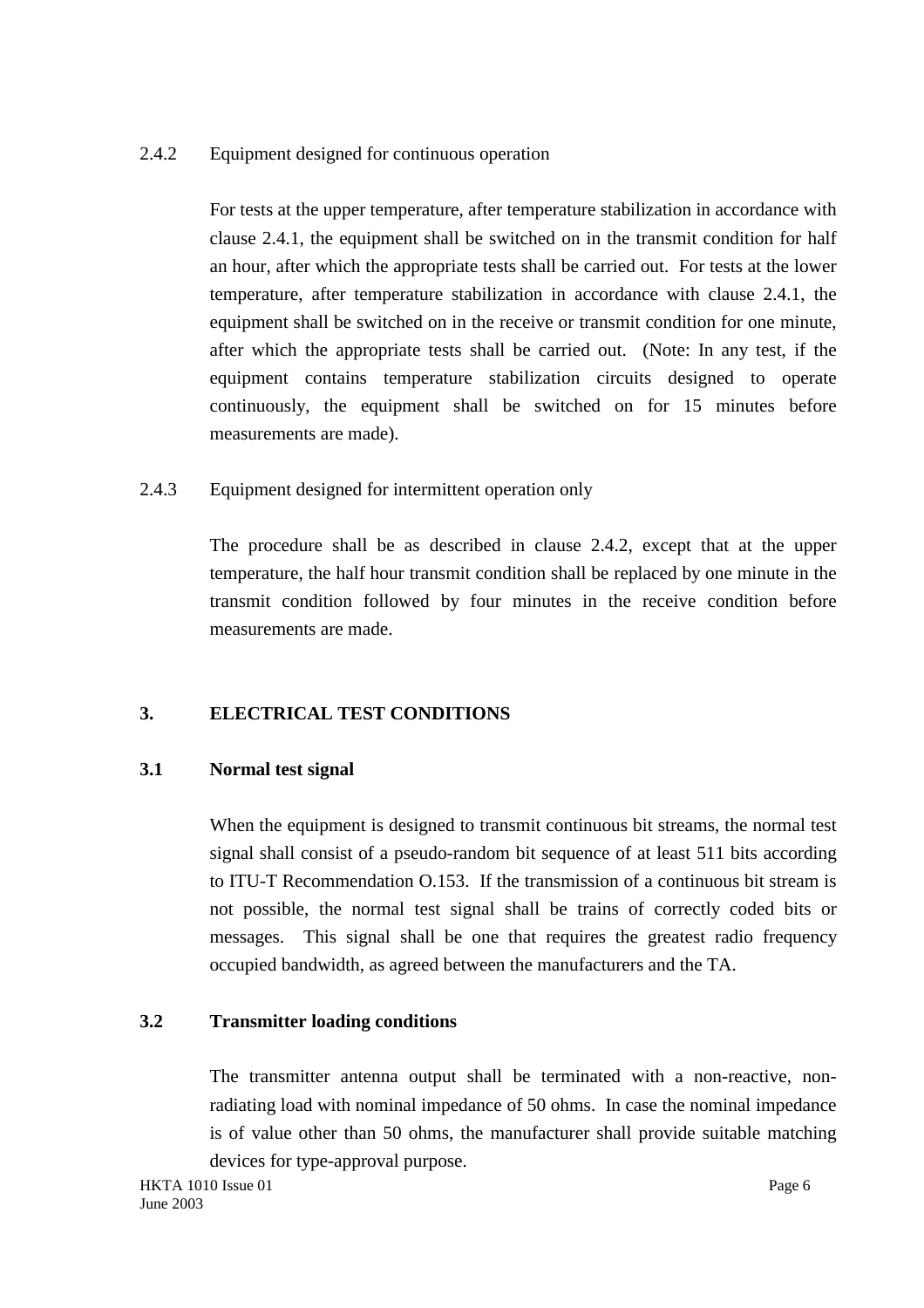2.4.2 Equipment designed for continuous operation

For tests at the upper temperature, after temperature stabilization in accordance with clause 2.4.1, the equipment shall be switched on in the transmit condition for half an hour, after which the appropriate tests shall be carried out. For tests at the lower temperature, after temperature stabilization in accordance with clause 2.4.1, the equipment shall be switched on in the receive or transmit condition for one minute, after which the appropriate tests shall be carried out. (Note: In any test, if the equipment contains temperature stabilization circuits designed to operate continuously, the equipment shall be switched on for 15 minutes before measurements are made).

2.4.3 Equipment designed for intermittent operation only

The procedure shall be as described in clause 2.4.2, except that at the upper temperature, the half hour transmit condition shall be replaced by one minute in the transmit condition followed by four minutes in the receive condition before measurements are made.

## 3. ELECTRICAL TEST CONDITIONS

### 3.1 Normal test signal

When the equipment is designed to transmit continuous bit streams, the normal test signal shall consist of a pseudo-random bit sequence of at least 511 bits according to ITU-T Recommendation O.153. If the transmission of a continuous bit stream is not possible, the normal test signal shall be trains of correctly coded bits or messages. This signal shall be one that requires the greatest radio frequency occupied bandwidth, as agreed between the manufacturers and the TA.

### 3.2 Transmitter loading conditions

The transmitter antenna output shall be terminated with a non-reactive, non-radiating load with nominal impedance of 50 ohms. In case the nominal impedance is of value other than 50 ohms, the manufacturer shall provide suitable matching devices for type-approval purpose.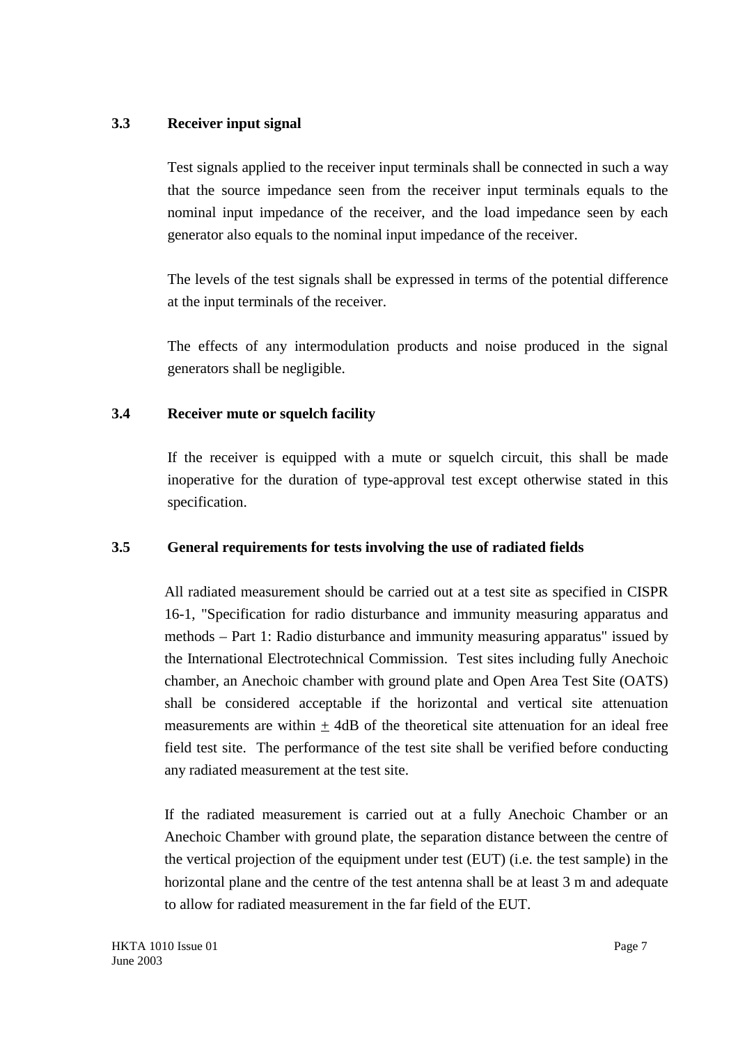### 3.3 Receiver input signal

Test signals applied to the receiver input terminals shall be connected in such a way that the source impedance seen from the receiver input terminals equals to the nominal input impedance of the receiver, and the load impedance seen by each generator also equals to the nominal input impedance of the receiver.

The levels of the test signals shall be expressed in terms of the potential difference at the input terminals of the receiver.

The effects of any intermodulation products and noise produced in the signal generators shall be negligible.

### 3.4 Receiver mute or squelch facility

If the receiver is equipped with a mute or squelch circuit, this shall be made inoperative for the duration of type-approval test except otherwise stated in this specification.

### 3.5 General requirements for tests involving the use of radiated fields

All radiated measurement should be carried out at a test site as specified in CISPR 16-1, "Specification for radio disturbance and immunity measuring apparatus and methods – Part 1: Radio disturbance and immunity measuring apparatus" issued by the International Electrotechnical Commission. Test sites including fully Anechoic chamber, an Anechoic chamber with ground plate and Open Area Test Site (OATS) shall be considered acceptable if the horizontal and vertical site attenuation measurements are within ± 4dB of the theoretical site attenuation for an ideal free field test site. The performance of the test site shall be verified before conducting any radiated measurement at the test site.

If the radiated measurement is carried out at a fully Anechoic Chamber or an Anechoic Chamber with ground plate, the separation distance between the centre of the vertical projection of the equipment under test (EUT) (i.e. the test sample) in the horizontal plane and the centre of the test antenna shall be at least 3 m and adequate to allow for radiated measurement in the far field of the EUT.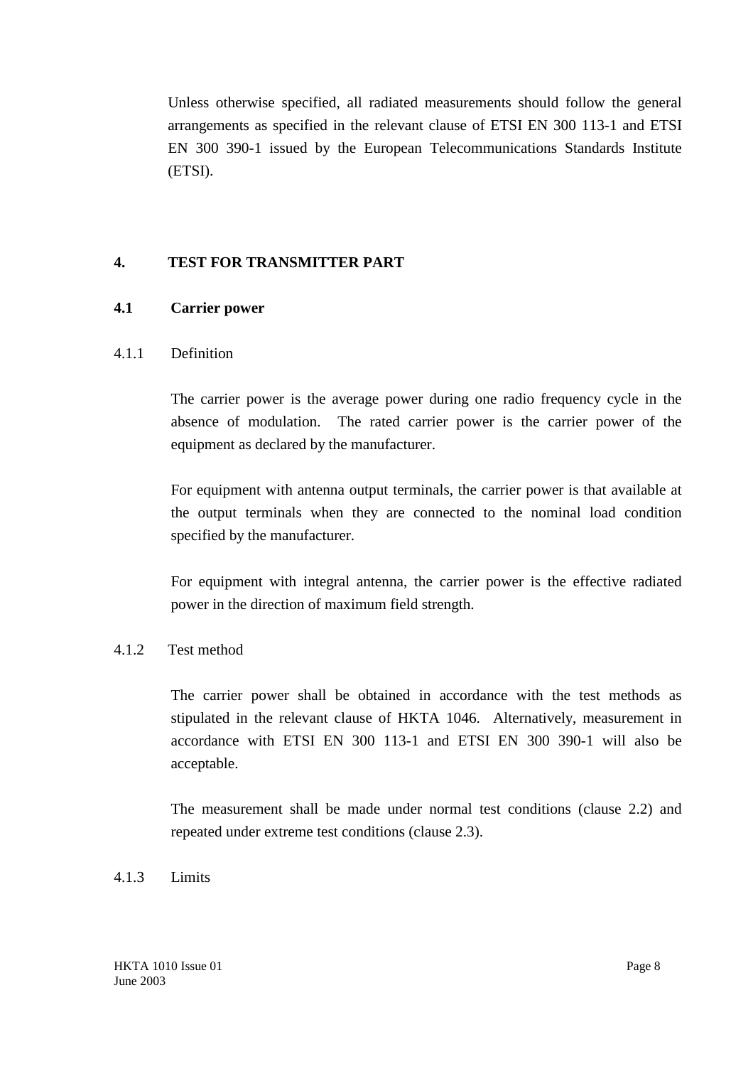Unless otherwise specified, all radiated measurements should follow the general arrangements as specified in the relevant clause of ETSI EN 300 113-1 and ETSI EN 300 390-1 issued by the European Telecommunications Standards Institute (ETSI).

## 4. TEST FOR TRANSMITTER PART

### 4.1 Carrier power

4.1.1 Definition

The carrier power is the average power during one radio frequency cycle in the absence of modulation. The rated carrier power is the carrier power of the equipment as declared by the manufacturer.

For equipment with antenna output terminals, the carrier power is that available at the output terminals when they are connected to the nominal load condition specified by the manufacturer.

For equipment with integral antenna, the carrier power is the effective radiated power in the direction of maximum field strength.

4.1.2 Test method

The carrier power shall be obtained in accordance with the test methods as stipulated in the relevant clause of HKTA 1046. Alternatively, measurement in accordance with ETSI EN 300 113-1 and ETSI EN 300 390-1 will also be acceptable.

The measurement shall be made under normal test conditions (clause 2.2) and repeated under extreme test conditions (clause 2.3).

4.1.3 Limits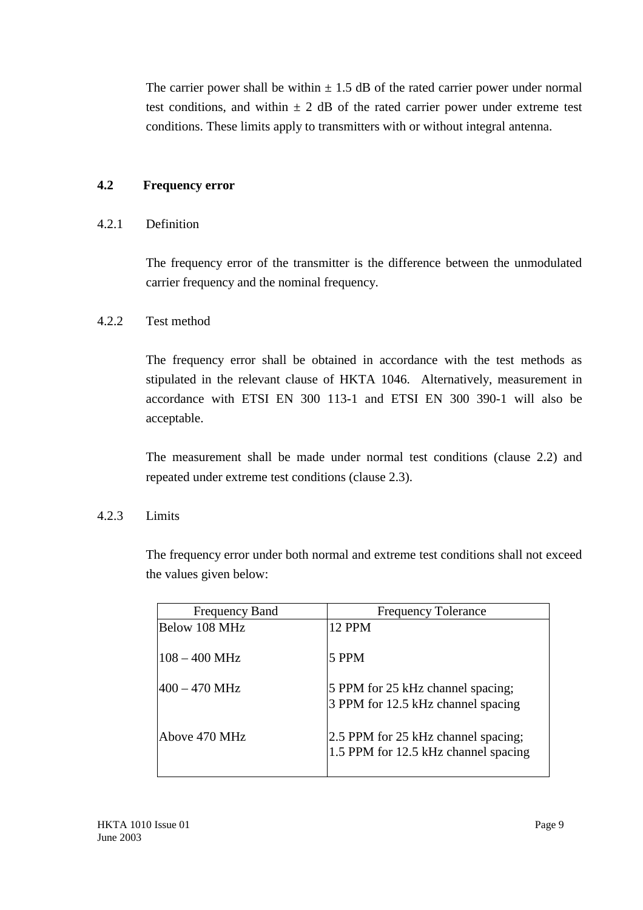The carrier power shall be within ± 1.5 dB of the rated carrier power under normal test conditions, and within ± 2 dB of the rated carrier power under extreme test conditions. These limits apply to transmitters with or without integral antenna.

## 4.2 Frequency error

### 4.2.1 Definition

The frequency error of the transmitter is the difference between the unmodulated carrier frequency and the nominal frequency.

### 4.2.2 Test method

The frequency error shall be obtained in accordance with the test methods as stipulated in the relevant clause of HKTA 1046. Alternatively, measurement in accordance with ETSI EN 300 113-1 and ETSI EN 300 390-1 will also be acceptable.

The measurement shall be made under normal test conditions (clause 2.2) and repeated under extreme test conditions (clause 2.3).

### 4.2.3 Limits

The frequency error under both normal and extreme test conditions shall not exceed the values given below:

| Frequency Band | Frequency Tolerance |
|---|---|
| Below 108 MHz | 12 PPM |
| 108 – 400 MHz | 5 PPM |
| 400 – 470 MHz | 5 PPM for 25 kHz channel spacing;<br>3 PPM for 12.5 kHz channel spacing |
| Above 470 MHz | 2.5 PPM for 25 kHz channel spacing;<br>1.5 PPM for 12.5 kHz channel spacing |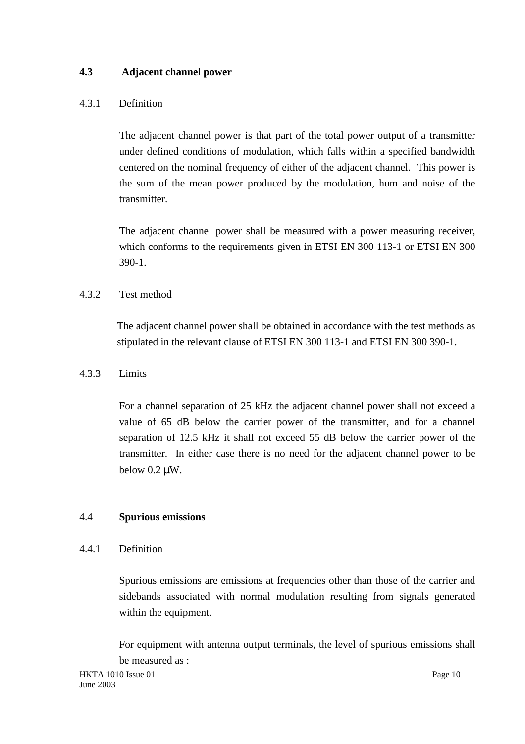## 4.3 Adjacent channel power

### 4.3.1 Definition

The adjacent channel power is that part of the total power output of a transmitter under defined conditions of modulation, which falls within a specified bandwidth centered on the nominal frequency of either of the adjacent channel. This power is the sum of the mean power produced by the modulation, hum and noise of the transmitter.

The adjacent channel power shall be measured with a power measuring receiver, which conforms to the requirements given in ETSI EN 300 113-1 or ETSI EN 300 390-1.

### 4.3.2 Test method

The adjacent channel power shall be obtained in accordance with the test methods as stipulated in the relevant clause of ETSI EN 300 113-1 and ETSI EN 300 390-1.

### 4.3.3 Limits

For a channel separation of 25 kHz the adjacent channel power shall not exceed a value of 65 dB below the carrier power of the transmitter, and for a channel separation of 12.5 kHz it shall not exceed 55 dB below the carrier power of the transmitter. In either case there is no need for the adjacent channel power to be below 0.2 μW.

## 4.4 Spurious emissions

### 4.4.1 Definition

Spurious emissions are emissions at frequencies other than those of the carrier and sidebands associated with normal modulation resulting from signals generated within the equipment.

For equipment with antenna output terminals, the level of spurious emissions shall be measured as :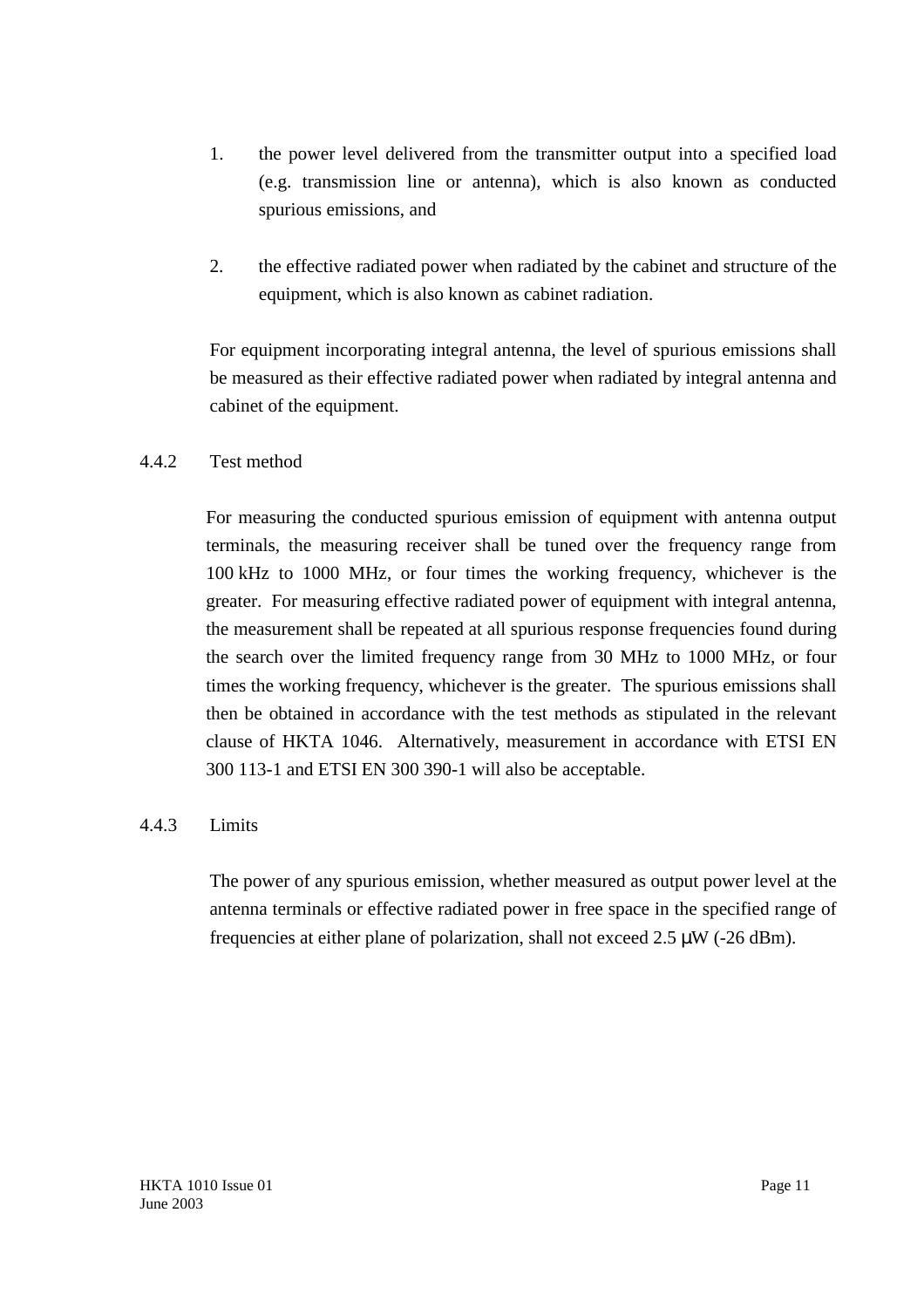1. the power level delivered from the transmitter output into a specified load (e.g. transmission line or antenna), which is also known as conducted spurious emissions, and

2. the effective radiated power when radiated by the cabinet and structure of the equipment, which is also known as cabinet radiation.

For equipment incorporating integral antenna, the level of spurious emissions shall be measured as their effective radiated power when radiated by integral antenna and cabinet of the equipment.

#### 4.4.2 Test method

For measuring the conducted spurious emission of equipment with antenna output terminals, the measuring receiver shall be tuned over the frequency range from 100 kHz to 1000 MHz, or four times the working frequency, whichever is the greater. For measuring effective radiated power of equipment with integral antenna, the measurement shall be repeated at all spurious response frequencies found during the search over the limited frequency range from 30 MHz to 1000 MHz, or four times the working frequency, whichever is the greater. The spurious emissions shall then be obtained in accordance with the test methods as stipulated in the relevant clause of HKTA 1046. Alternatively, measurement in accordance with ETSI EN 300 113-1 and ETSI EN 300 390-1 will also be acceptable.

#### 4.4.3 Limits

The power of any spurious emission, whether measured as output power level at the antenna terminals or effective radiated power in free space in the specified range of frequencies at either plane of polarization, shall not exceed 2.5 μW (-26 dBm).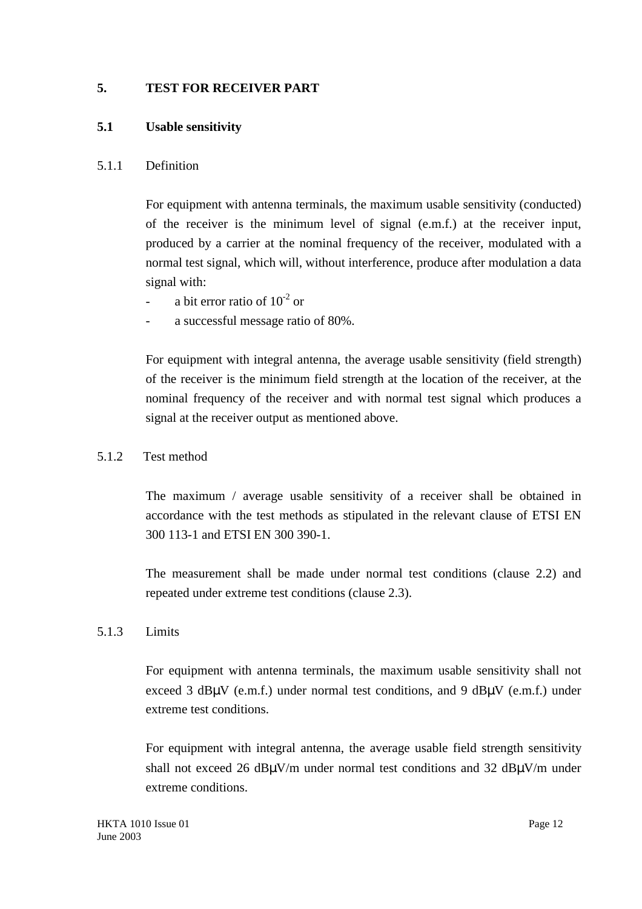# 5. TEST FOR RECEIVER PART

## 5.1 Usable sensitivity

### 5.1.1 Definition

For equipment with antenna terminals, the maximum usable sensitivity (conducted) of the receiver is the minimum level of signal (e.m.f.) at the receiver input, produced by a carrier at the nominal frequency of the receiver, modulated with a normal test signal, which will, without interference, produce after modulation a data signal with:

- a bit error ratio of $10^{-2}$ or
- a successful message ratio of 80%.

For equipment with integral antenna, the average usable sensitivity (field strength) of the receiver is the minimum field strength at the location of the receiver, at the nominal frequency of the receiver and with normal test signal which produces a signal at the receiver output as mentioned above.

### 5.1.2 Test method

The maximum / average usable sensitivity of a receiver shall be obtained in accordance with the test methods as stipulated in the relevant clause of ETSI EN 300 113-1 and ETSI EN 300 390-1.

The measurement shall be made under normal test conditions (clause 2.2) and repeated under extreme test conditions (clause 2.3).

### 5.1.3 Limits

For equipment with antenna terminals, the maximum usable sensitivity shall not exceed 3 dBμV (e.m.f.) under normal test conditions, and 9 dBμV (e.m.f.) under extreme test conditions.

For equipment with integral antenna, the average usable field strength sensitivity shall not exceed 26 dBμV/m under normal test conditions and 32 dBμV/m under extreme conditions.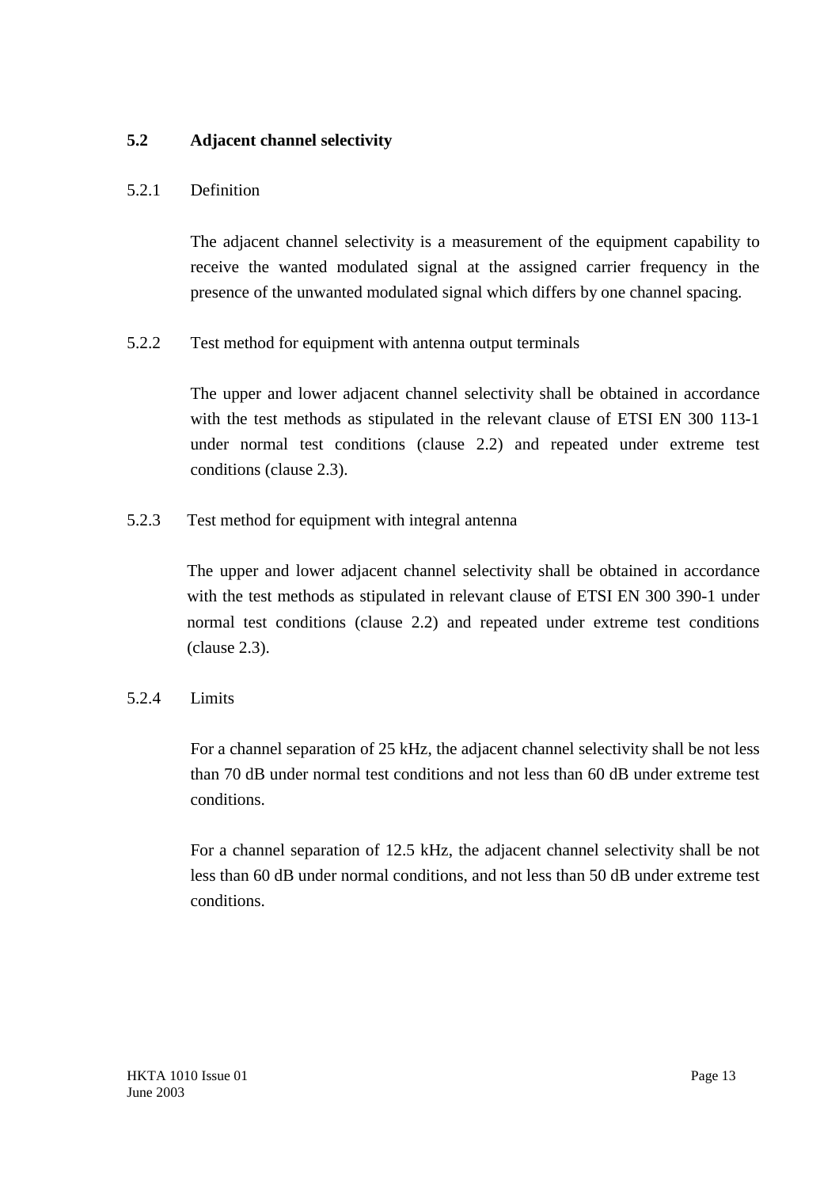## 5.2 Adjacent channel selectivity

### 5.2.1 Definition

The adjacent channel selectivity is a measurement of the equipment capability to receive the wanted modulated signal at the assigned carrier frequency in the presence of the unwanted modulated signal which differs by one channel spacing.

### 5.2.2 Test method for equipment with antenna output terminals

The upper and lower adjacent channel selectivity shall be obtained in accordance with the test methods as stipulated in the relevant clause of ETSI EN 300 113-1 under normal test conditions (clause 2.2) and repeated under extreme test conditions (clause 2.3).

### 5.2.3 Test method for equipment with integral antenna

The upper and lower adjacent channel selectivity shall be obtained in accordance with the test methods as stipulated in relevant clause of ETSI EN 300 390-1 under normal test conditions (clause 2.2) and repeated under extreme test conditions (clause 2.3).

### 5.2.4 Limits

For a channel separation of 25 kHz, the adjacent channel selectivity shall be not less than 70 dB under normal test conditions and not less than 60 dB under extreme test conditions.

For a channel separation of 12.5 kHz, the adjacent channel selectivity shall be not less than 60 dB under normal conditions, and not less than 50 dB under extreme test conditions.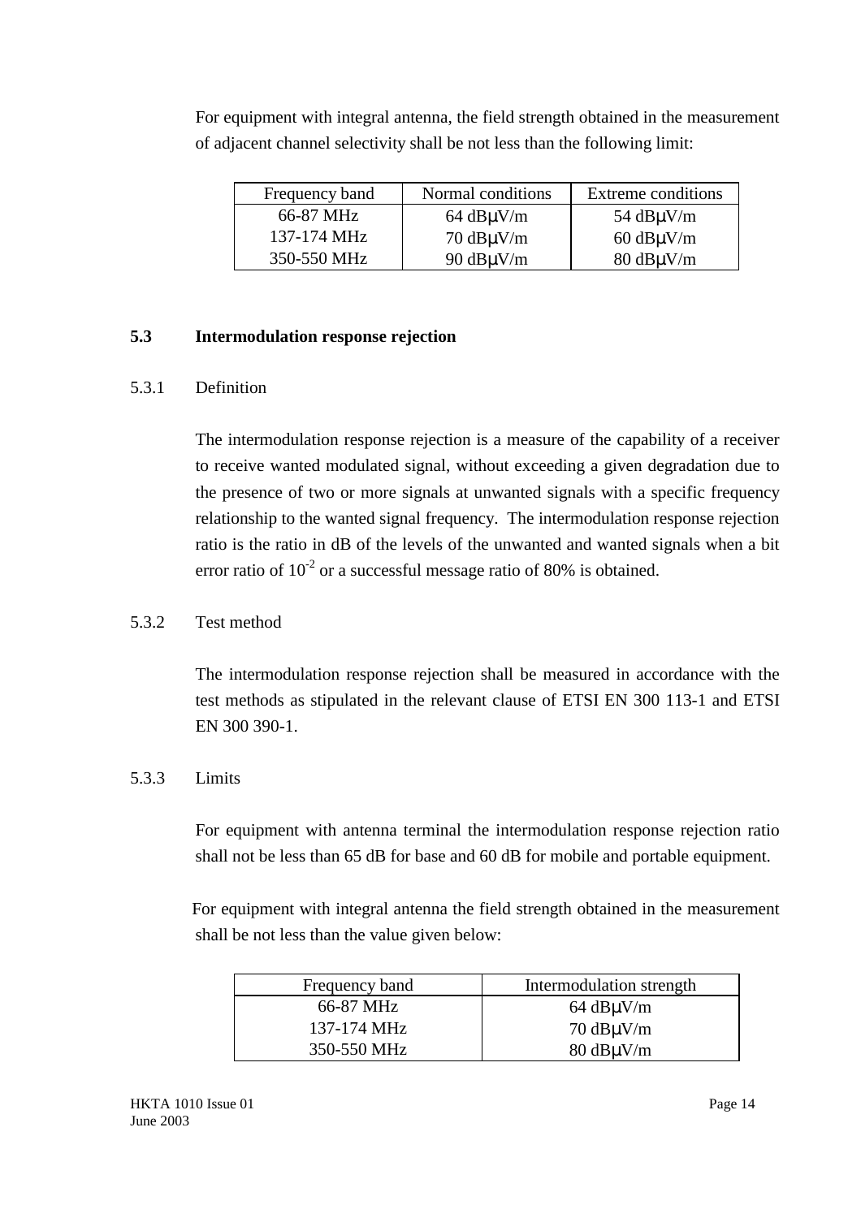For equipment with integral antenna, the field strength obtained in the measurement of adjacent channel selectivity shall be not less than the following limit:

| Frequency band | Normal conditions | Extreme conditions |
|---|---|---|
| 66-87 MHz | 64 dBμV/m | 54 dBμV/m |
| 137-174 MHz | 70 dBμV/m | 60 dBμV/m |
| 350-550 MHz | 90 dBμV/m | 80 dBμV/m |

## 5.3 Intermodulation response rejection

### 5.3.1 Definition

The intermodulation response rejection is a measure of the capability of a receiver to receive wanted modulated signal, without exceeding a given degradation due to the presence of two or more signals at unwanted signals with a specific frequency relationship to the wanted signal frequency. The intermodulation response rejection ratio is the ratio in dB of the levels of the unwanted and wanted signals when a bit error ratio of $10^{-2}$ or a successful message ratio of 80% is obtained.

### 5.3.2 Test method

The intermodulation response rejection shall be measured in accordance with the test methods as stipulated in the relevant clause of ETSI EN 300 113-1 and ETSI EN 300 390-1.

### 5.3.3 Limits

For equipment with antenna terminal the intermodulation response rejection ratio shall not be less than 65 dB for base and 60 dB for mobile and portable equipment.

For equipment with integral antenna the field strength obtained in the measurement shall be not less than the value given below:

| Frequency band | Intermodulation strength |
|---|---|
| 66-87 MHz | 64 dBμV/m |
| 137-174 MHz | 70 dBμV/m |
| 350-550 MHz | 80 dBμV/m |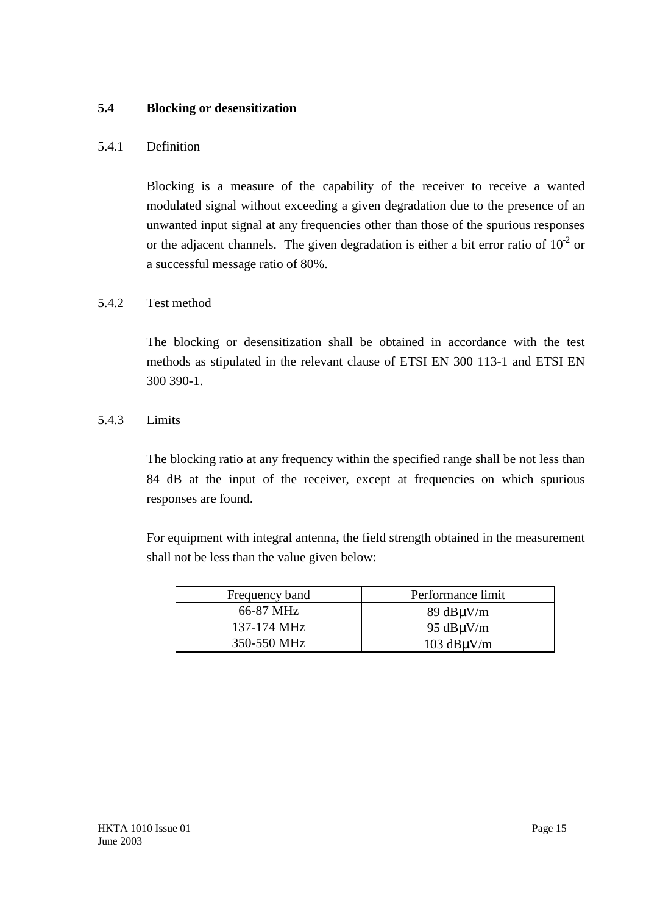## 5.4 Blocking or desensitization

### 5.4.1 Definition

Blocking is a measure of the capability of the receiver to receive a wanted modulated signal without exceeding a given degradation due to the presence of an unwanted input signal at any frequencies other than those of the spurious responses or the adjacent channels. The given degradation is either a bit error ratio of $10^{-2}$ or a successful message ratio of 80%.

### 5.4.2 Test method

The blocking or desensitization shall be obtained in accordance with the test methods as stipulated in the relevant clause of ETSI EN 300 113-1 and ETSI EN 300 390-1.

### 5.4.3 Limits

The blocking ratio at any frequency within the specified range shall be not less than 84 dB at the input of the receiver, except at frequencies on which spurious responses are found.

For equipment with integral antenna, the field strength obtained in the measurement shall not be less than the value given below:

| Frequency band | Performance limit |
|---|---|
| 66-87 MHz | 89 dBμV/m |
| 137-174 MHz | 95 dBμV/m |
| 350-550 MHz | 103 dBμV/m |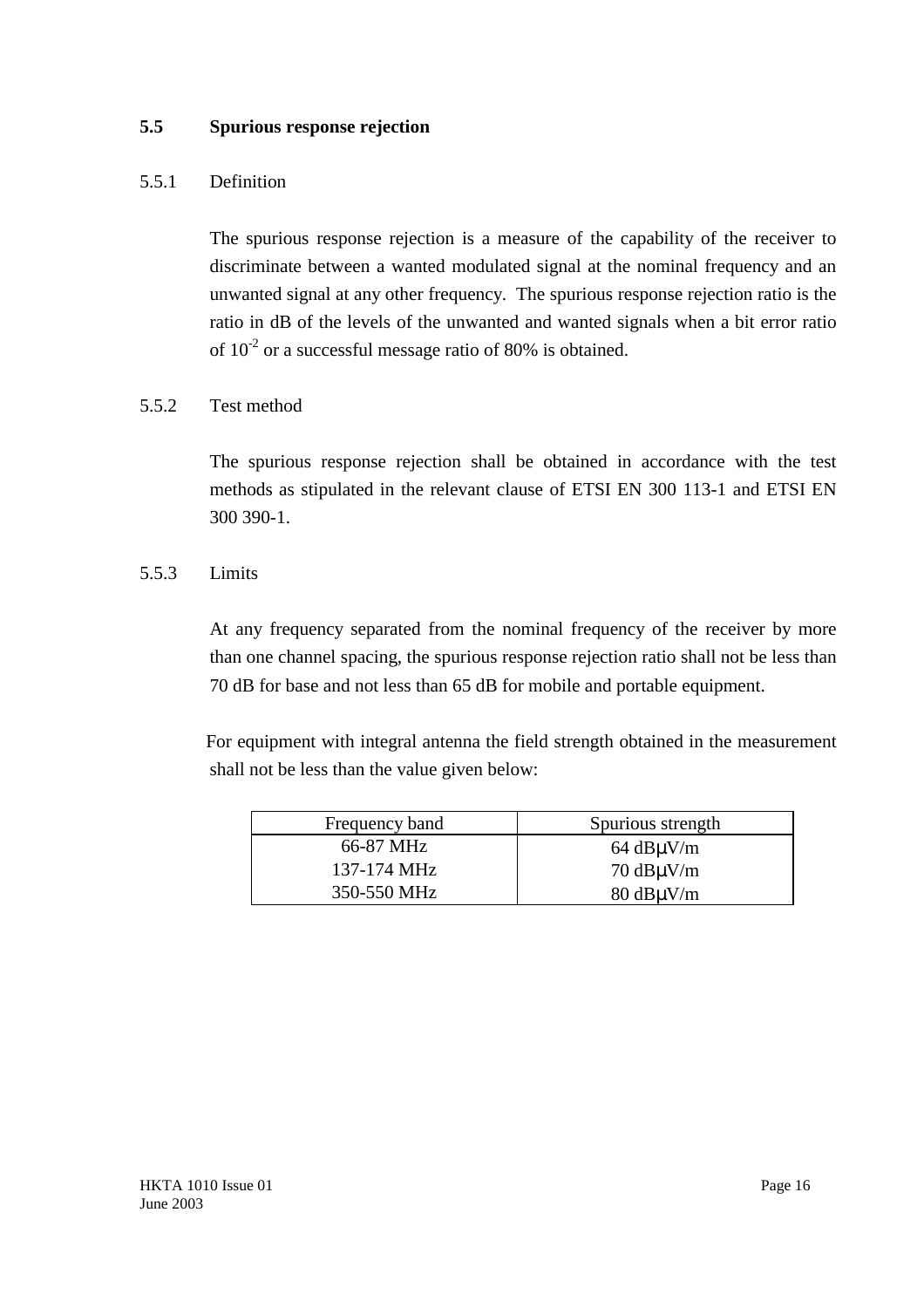## 5.5 Spurious response rejection

### 5.5.1 Definition

The spurious response rejection is a measure of the capability of the receiver to discriminate between a wanted modulated signal at the nominal frequency and an unwanted signal at any other frequency. The spurious response rejection ratio is the ratio in dB of the levels of the unwanted and wanted signals when a bit error ratio of $10^{-2}$ or a successful message ratio of 80% is obtained.

### 5.5.2 Test method

The spurious response rejection shall be obtained in accordance with the test methods as stipulated in the relevant clause of ETSI EN 300 113-1 and ETSI EN 300 390-1.

### 5.5.3 Limits

At any frequency separated from the nominal frequency of the receiver by more than one channel spacing, the spurious response rejection ratio shall not be less than 70 dB for base and not less than 65 dB for mobile and portable equipment.

For equipment with integral antenna the field strength obtained in the measurement shall not be less than the value given below:

| Frequency band | Spurious strength |
|---|---|
| 66-87 MHz | 64 dBμV/m |
| 137-174 MHz | 70 dBμV/m |
| 350-550 MHz | 80 dBμV/m |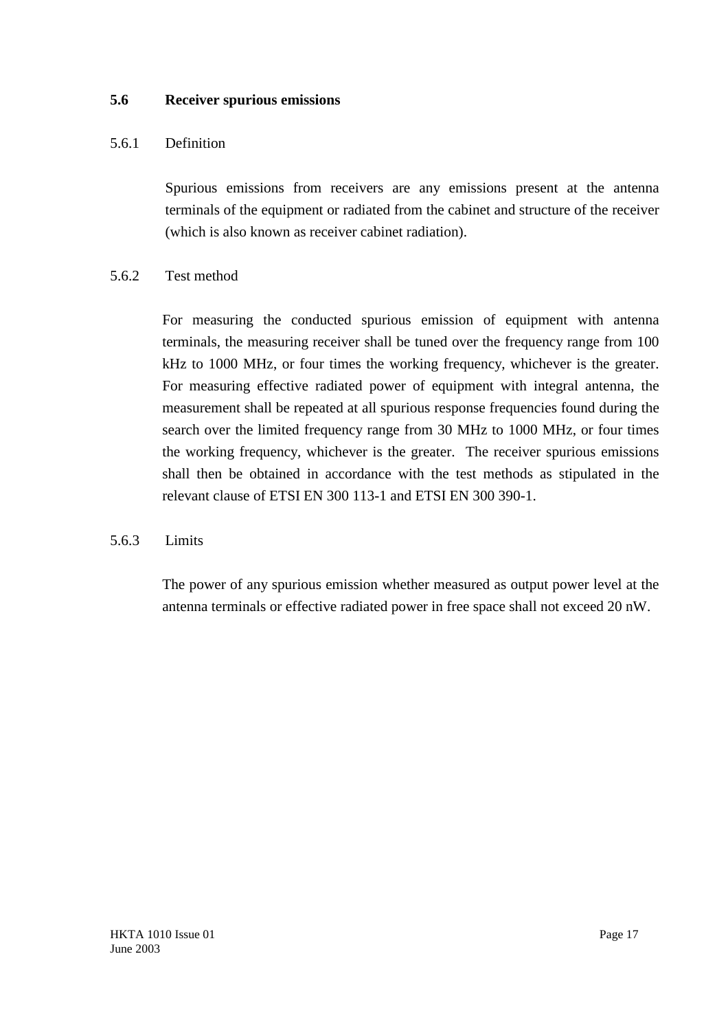## 5.6 Receiver spurious emissions

### 5.6.1 Definition

Spurious emissions from receivers are any emissions present at the antenna terminals of the equipment or radiated from the cabinet and structure of the receiver (which is also known as receiver cabinet radiation).

### 5.6.2 Test method

For measuring the conducted spurious emission of equipment with antenna terminals, the measuring receiver shall be tuned over the frequency range from 100 kHz to 1000 MHz, or four times the working frequency, whichever is the greater. For measuring effective radiated power of equipment with integral antenna, the measurement shall be repeated at all spurious response frequencies found during the search over the limited frequency range from 30 MHz to 1000 MHz, or four times the working frequency, whichever is the greater. The receiver spurious emissions shall then be obtained in accordance with the test methods as stipulated in the relevant clause of ETSI EN 300 113-1 and ETSI EN 300 390-1.

### 5.6.3 Limits

The power of any spurious emission whether measured as output power level at the antenna terminals or effective radiated power in free space shall not exceed 20 nW.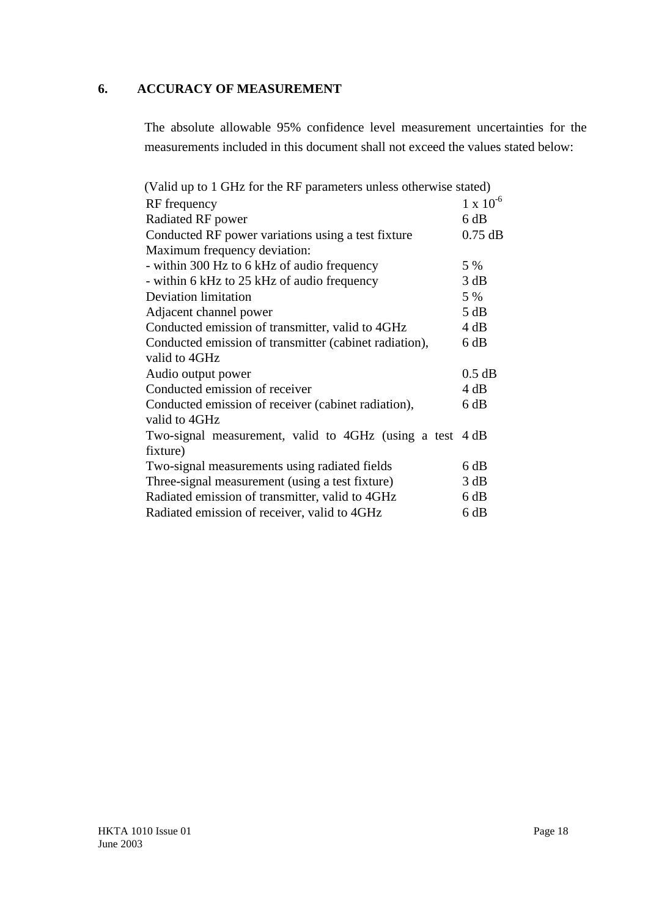## 6. ACCURACY OF MEASUREMENT

The absolute allowable 95% confidence level measurement uncertainties for the measurements included in this document shall not exceed the values stated below:

(Valid up to 1 GHz for the RF parameters unless otherwise stated)

| | |
|---|---|
| RF frequency | $1 \times 10^{-6}$ |
| Radiated RF power | 6 dB |
| Conducted RF power variations using a test fixture | 0.75 dB |
| Maximum frequency deviation: | |
| - within 300 Hz to 6 kHz of audio frequency | 5 % |
| - within 6 kHz to 25 kHz of audio frequency | 3 dB |
| Deviation limitation | 5 % |
| Adjacent channel power | 5 dB |
| Conducted emission of transmitter, valid to 4GHz | 4 dB |
| Conducted emission of transmitter (cabinet radiation), valid to 4GHz | 6 dB |
| Audio output power | 0.5 dB |
| Conducted emission of receiver | 4 dB |
| Conducted emission of receiver (cabinet radiation), valid to 4GHz | 6 dB |
| Two-signal measurement, valid to 4GHz (using a test fixture) | 4 dB |
| Two-signal measurements using radiated fields | 6 dB |
| Three-signal measurement (using a test fixture) | 3 dB |
| Radiated emission of transmitter, valid to 4GHz | 6 dB |
| Radiated emission of receiver, valid to 4GHz | 6 dB |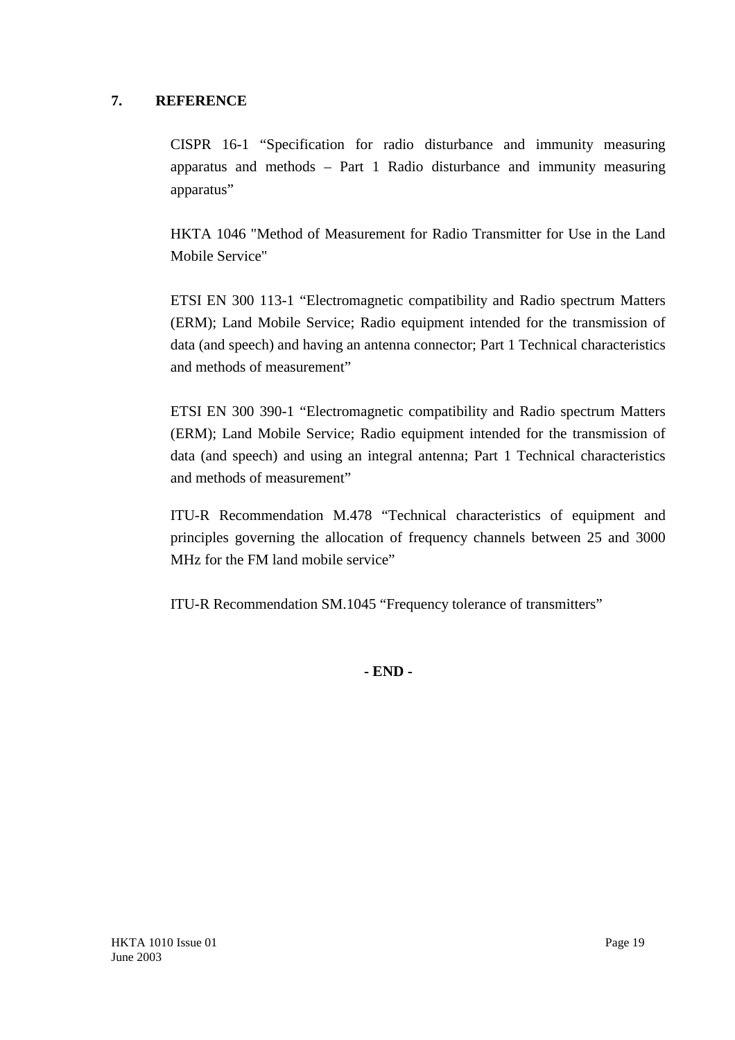## 7. REFERENCE

CISPR 16-1 “Specification for radio disturbance and immunity measuring apparatus and methods – Part 1 Radio disturbance and immunity measuring apparatus”

HKTA 1046 "Method of Measurement for Radio Transmitter for Use in the Land Mobile Service"

ETSI EN 300 113-1 “Electromagnetic compatibility and Radio spectrum Matters (ERM); Land Mobile Service; Radio equipment intended for the transmission of data (and speech) and having an antenna connector; Part 1 Technical characteristics and methods of measurement”

ETSI EN 300 390-1 “Electromagnetic compatibility and Radio spectrum Matters (ERM); Land Mobile Service; Radio equipment intended for the transmission of data (and speech) and using an integral antenna; Part 1 Technical characteristics and methods of measurement”

ITU-R Recommendation M.478 “Technical characteristics of equipment and principles governing the allocation of frequency channels between 25 and 3000 MHz for the FM land mobile service”

ITU-R Recommendation SM.1045 “Frequency tolerance of transmitters”

**- END -**